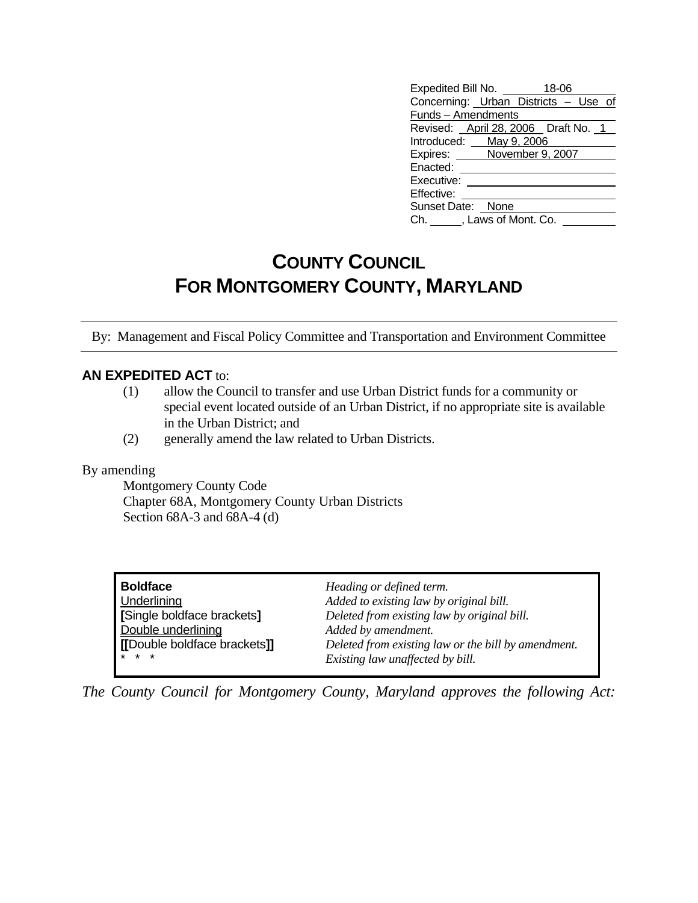| | |
|---|---|
| Expedited Bill No. | 18-06 |
| Concerning: | Urban Districts – Use of Funds – Amendments |
| Revised: | April 28, 2006 Draft No. 1 |
| Introduced: | May 9, 2006 |
| Expires: | November 9, 2007 |
| Enacted: | |
| Executive: | |
| Effective: | |
| Sunset Date: | None |
| Ch. , Laws of Mont. Co. | |

# COUNTY COUNCIL
# FOR MONTGOMERY COUNTY, MARYLAND

By: Management and Fiscal Policy Committee and Transportation and Environment Committee

**AN EXPEDITED ACT** to:

(1) allow the Council to transfer and use Urban District funds for a community or special event located outside of an Urban District, if no appropriate site is available in the Urban District; and

(2) generally amend the law related to Urban Districts.

By amending

Montgomery County Code
Chapter 68A, Montgomery County Urban Districts
Section 68A-3 and 68A-4 (d)

| | |
|---|---|
| **Boldface** | *Heading or defined term.* |
| Underlining | *Added to existing law by original bill.* |
| **[**Single boldface brackets**]** | *Deleted from existing law by original bill.* |
| Double underlining | *Added by amendment.* |
| **[[**Double boldface brackets**]]** | *Deleted from existing law or the bill by amendment.* |
| * * * | *Existing law unaffected by bill.* |

*The County Council for Montgomery County, Maryland approves the following Act:*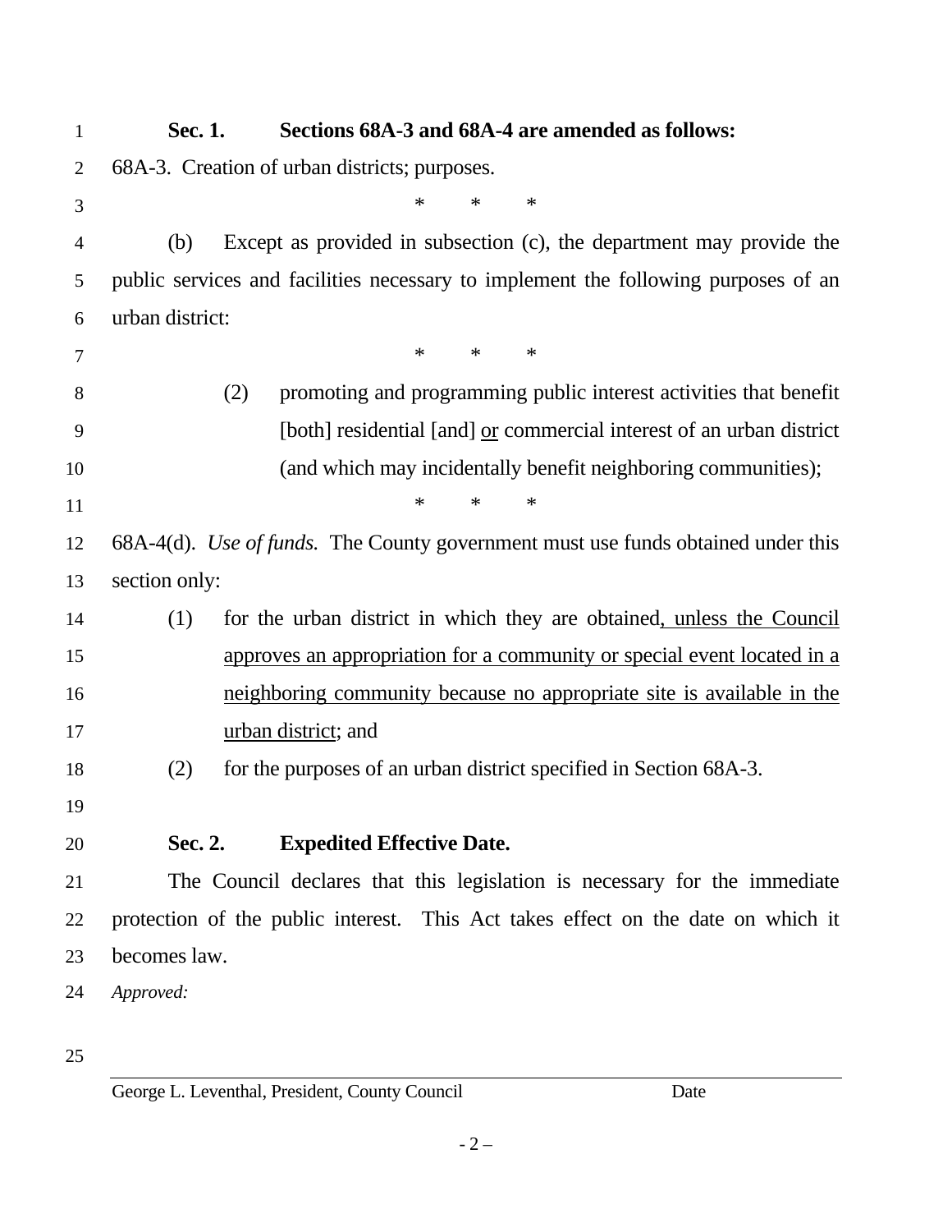**Sec. 1. Sections 68A-3 and 68A-4 are amended as follows:**

68A-3. Creation of urban districts; purposes.

\* \* \*

(b) Except as provided in subsection (c), the department may provide the public services and facilities necessary to implement the following purposes of an urban district:

\* \* \*

(2) promoting and programming public interest activities that benefit [both] residential [and] <u>or</u> commercial interest of an urban district (and which may incidentally benefit neighboring communities);

\* \* \*

68A-4(d). *Use of funds.* The County government must use funds obtained under this section only:

(1) for the urban district in which they are obtained<u>, unless the Council approves an appropriation for a community or special event located in a neighboring community because no appropriate site is available in the urban district</u>; and

(2) for the purposes of an urban district specified in Section 68A-3.

**Sec. 2. Expedited Effective Date.**

The Council declares that this legislation is necessary for the immediate protection of the public interest. This Act takes effect on the date on which it becomes law.

*Approved:*

George L. Leventhal, President, County Council Date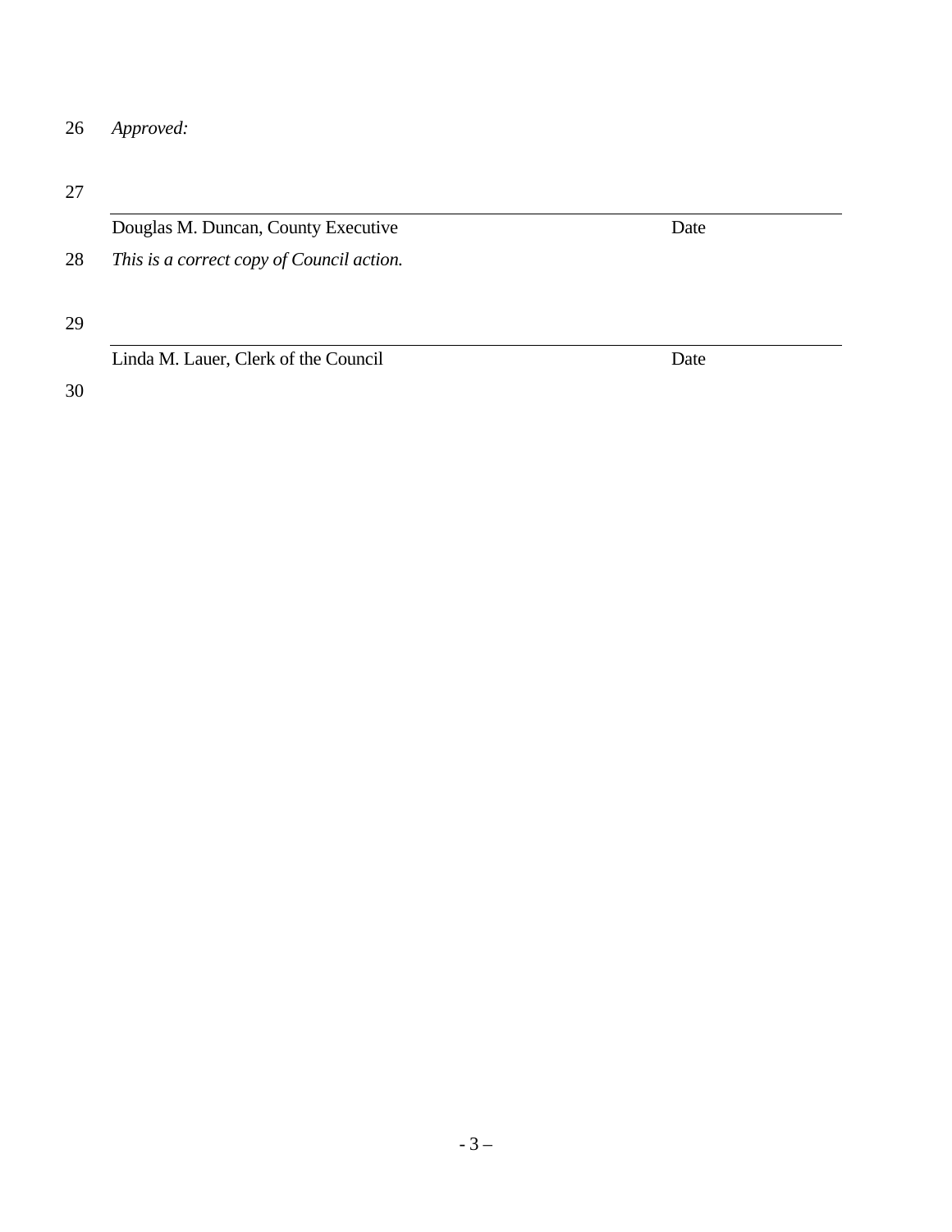26 *Approved:*

27

\_\_\_\_\_\_\_\_\_\_\_\_\_\_\_\_\_\_\_\_\_\_\_\_\_\_\_\_\_\_\_\_\_\_\_\_\_\_\_\_\_\_\_\_\_\_\_\_\_\_\_\_\_\_\_\_\_\_\_\_

Douglas M. Duncan, County Executive                    Date

28 *This is a correct copy of Council action.*

29

\_\_\_\_\_\_\_\_\_\_\_\_\_\_\_\_\_\_\_\_\_\_\_\_\_\_\_\_\_\_\_\_\_\_\_\_\_\_\_\_\_\_\_\_\_\_\_\_\_\_\_\_\_\_\_\_\_\_\_\_

Linda M. Lauer, Clerk of the Council                    Date

30